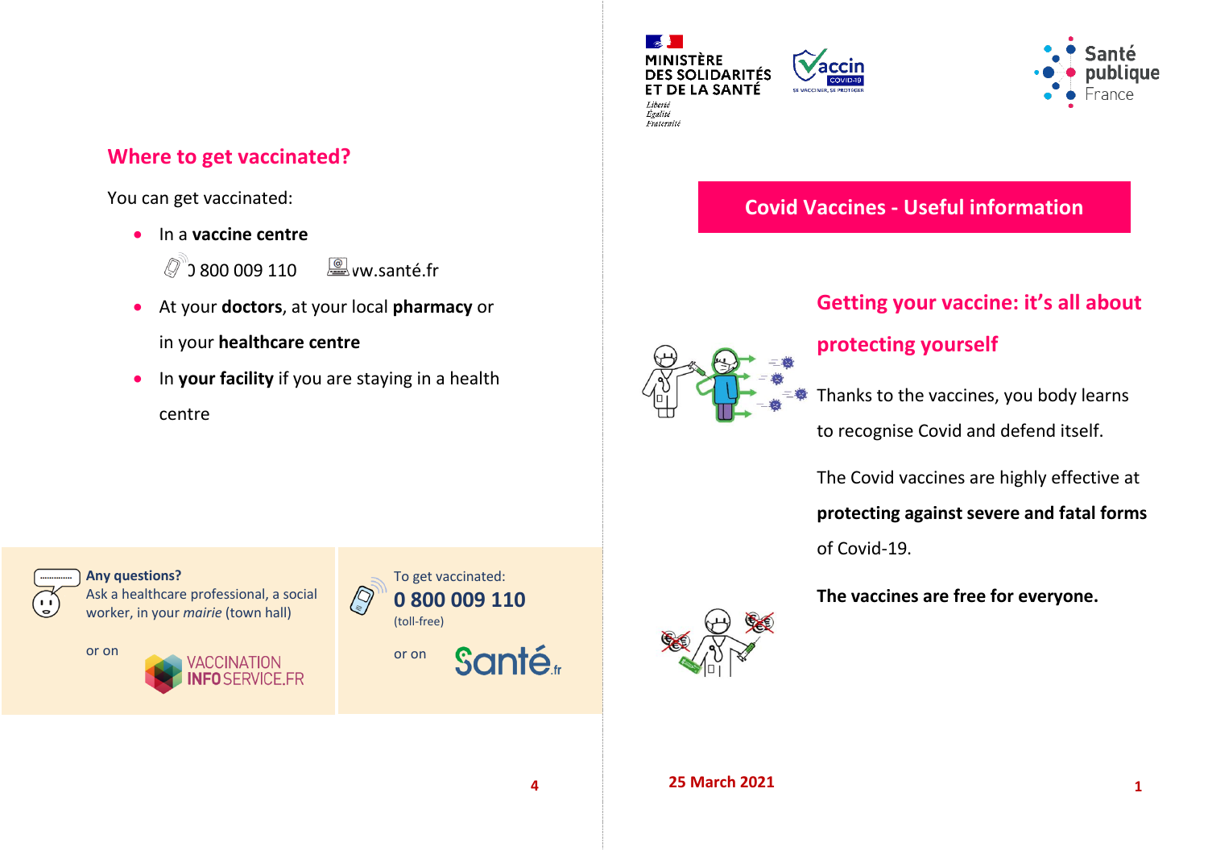## Where to get vaccinated?

You can get vaccinated:

- In a **vaccine centre**

  0 800 009 110 www.santé.fr

- At your **doctors**, at your local **pharmacy** or in your **healthcare centre**
- In **your facility** if you are staying in a health centre

**Any questions?**
Ask a healthcare professional, a social worker, in your *mairie* (town hall)

or on VACCINATION INFO SERVICE.FR

To get vaccinated:
**0 800 009 110**
(toll-free)

or on Santé.fr

MINISTÈRE DES SOLIDARITÉS ET DE LA SANTÉ
*Liberté Égalité Fraternité*

Vaccin COVID-19 — SE VACCINER, SE PROTÉGER

Santé publique France

# Covid Vaccines - Useful information

## Getting your vaccine: it's all about protecting yourself

Thanks to the vaccines, you body learns to recognise Covid and defend itself.

The Covid vaccines are highly effective at **protecting against severe and fatal forms** of Covid-19.

**The vaccines are free for everyone.**

**25 March 2021**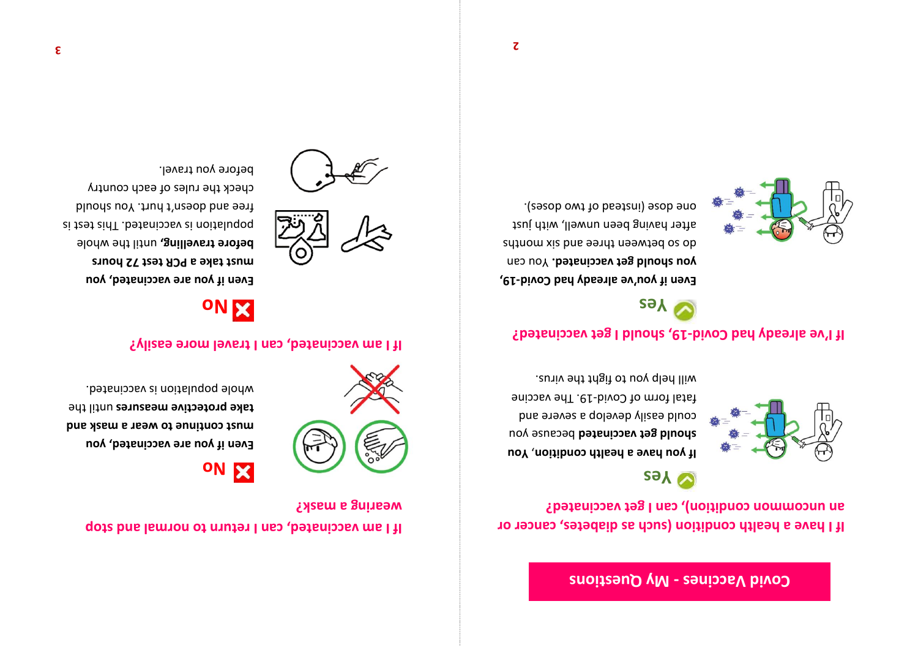# Covid Vaccines - My Questions

## If I have a health condition (such as diabetes, cancer or an uncommon condition), can I get vaccinated?

**Yes**

**If you have a health condition, You should get vaccinated** because you could easily develop a severe and fatal form of Covid-19. The vaccine will help you to fight the virus.

## If I've already had Covid-19, should I get vaccinated?

**Yes**

**Even if you've already had Covid-19, you should get vaccinated.** You can do so between three and six months after having been unwell, with just one dose (instead of two doses).

## If I am vaccinated, can I return to normal and stop wearing a mask?

**No**

**Even if you are vaccinated, you must continue to wear a mask and take protective measures** until the whole population is vaccinated.

## If I am vaccinated, can I travel more easily?

**No**

**Even if you are vaccinated, you must take a PCR test 72 hours before travelling,** until the whole population is vaccinated. This test is free and doesn't hurt. You should check the rules of each country before you travel.